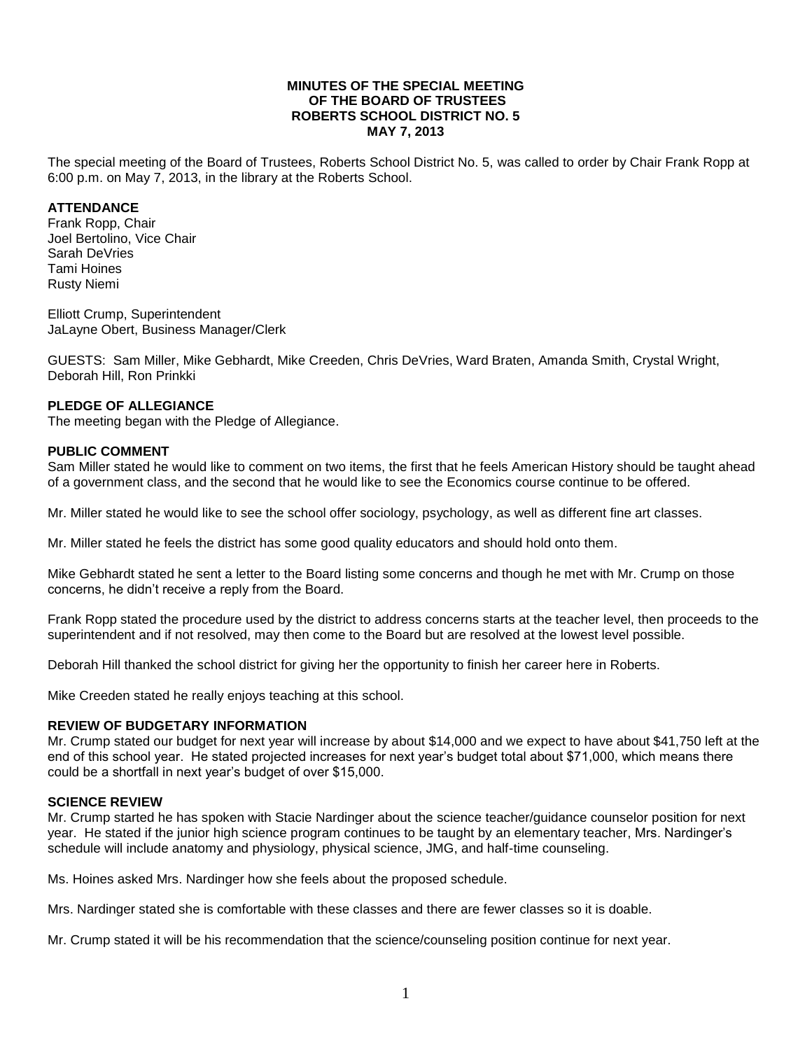**MINUTES OF THE SPECIAL MEETING**
**OF THE BOARD OF TRUSTEES**
**ROBERTS SCHOOL DISTRICT NO. 5**
**MAY 7, 2013**

The special meeting of the Board of Trustees, Roberts School District No. 5, was called to order by Chair Frank Ropp at 6:00 p.m. on May 7, 2013, in the library at the Roberts School.

**ATTENDANCE**

Frank Ropp, Chair
Joel Bertolino, Vice Chair
Sarah DeVries
Tami Hoines
Rusty Niemi

Elliott Crump, Superintendent
JaLayne Obert, Business Manager/Clerk

GUESTS: Sam Miller, Mike Gebhardt, Mike Creeden, Chris DeVries, Ward Braten, Amanda Smith, Crystal Wright, Deborah Hill, Ron Prinkki

**PLEDGE OF ALLEGIANCE**

The meeting began with the Pledge of Allegiance.

**PUBLIC COMMENT**

Sam Miller stated he would like to comment on two items, the first that he feels American History should be taught ahead of a government class, and the second that he would like to see the Economics course continue to be offered.

Mr. Miller stated he would like to see the school offer sociology, psychology, as well as different fine art classes.

Mr. Miller stated he feels the district has some good quality educators and should hold onto them.

Mike Gebhardt stated he sent a letter to the Board listing some concerns and though he met with Mr. Crump on those concerns, he didn't receive a reply from the Board.

Frank Ropp stated the procedure used by the district to address concerns starts at the teacher level, then proceeds to the superintendent and if not resolved, may then come to the Board but are resolved at the lowest level possible.

Deborah Hill thanked the school district for giving her the opportunity to finish her career here in Roberts.

Mike Creeden stated he really enjoys teaching at this school.

**REVIEW OF BUDGETARY INFORMATION**

Mr. Crump stated our budget for next year will increase by about $14,000 and we expect to have about $41,750 left at the end of this school year. He stated projected increases for next year's budget total about $71,000, which means there could be a shortfall in next year's budget of over $15,000.

**SCIENCE REVIEW**

Mr. Crump started he has spoken with Stacie Nardinger about the science teacher/guidance counselor position for next year. He stated if the junior high science program continues to be taught by an elementary teacher, Mrs. Nardinger's schedule will include anatomy and physiology, physical science, JMG, and half-time counseling.

Ms. Hoines asked Mrs. Nardinger how she feels about the proposed schedule.

Mrs. Nardinger stated she is comfortable with these classes and there are fewer classes so it is doable.

Mr. Crump stated it will be his recommendation that the science/counseling position continue for next year.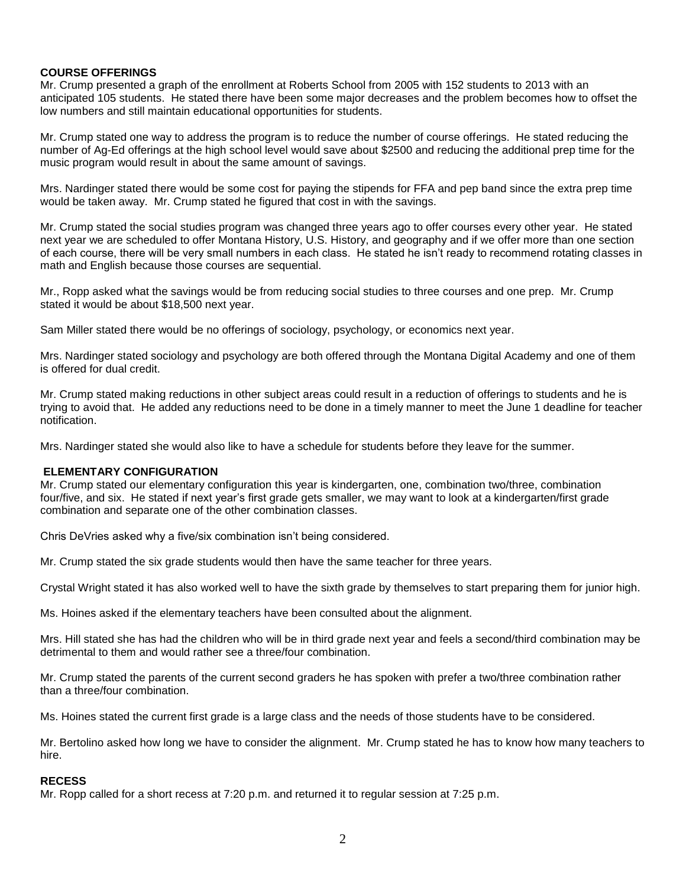**COURSE OFFERINGS**
Mr. Crump presented a graph of the enrollment at Roberts School from 2005 with 152 students to 2013 with an anticipated 105 students. He stated there have been some major decreases and the problem becomes how to offset the low numbers and still maintain educational opportunities for students.

Mr. Crump stated one way to address the program is to reduce the number of course offerings. He stated reducing the number of Ag-Ed offerings at the high school level would save about $2500 and reducing the additional prep time for the music program would result in about the same amount of savings.

Mrs. Nardinger stated there would be some cost for paying the stipends for FFA and pep band since the extra prep time would be taken away. Mr. Crump stated he figured that cost in with the savings.

Mr. Crump stated the social studies program was changed three years ago to offer courses every other year. He stated next year we are scheduled to offer Montana History, U.S. History, and geography and if we offer more than one section of each course, there will be very small numbers in each class. He stated he isn't ready to recommend rotating classes in math and English because those courses are sequential.

Mr., Ropp asked what the savings would be from reducing social studies to three courses and one prep. Mr. Crump stated it would be about $18,500 next year.

Sam Miller stated there would be no offerings of sociology, psychology, or economics next year.

Mrs. Nardinger stated sociology and psychology are both offered through the Montana Digital Academy and one of them is offered for dual credit.

Mr. Crump stated making reductions in other subject areas could result in a reduction of offerings to students and he is trying to avoid that. He added any reductions need to be done in a timely manner to meet the June 1 deadline for teacher notification.

Mrs. Nardinger stated she would also like to have a schedule for students before they leave for the summer.

**ELEMENTARY CONFIGURATION**
Mr. Crump stated our elementary configuration this year is kindergarten, one, combination two/three, combination four/five, and six. He stated if next year's first grade gets smaller, we may want to look at a kindergarten/first grade combination and separate one of the other combination classes.

Chris DeVries asked why a five/six combination isn't being considered.

Mr. Crump stated the six grade students would then have the same teacher for three years.

Crystal Wright stated it has also worked well to have the sixth grade by themselves to start preparing them for junior high.

Ms. Hoines asked if the elementary teachers have been consulted about the alignment.

Mrs. Hill stated she has had the children who will be in third grade next year and feels a second/third combination may be detrimental to them and would rather see a three/four combination.

Mr. Crump stated the parents of the current second graders he has spoken with prefer a two/three combination rather than a three/four combination.

Ms. Hoines stated the current first grade is a large class and the needs of those students have to be considered.

Mr. Bertolino asked how long we have to consider the alignment. Mr. Crump stated he has to know how many teachers to hire.

**RECESS**
Mr. Ropp called for a short recess at 7:20 p.m. and returned it to regular session at 7:25 p.m.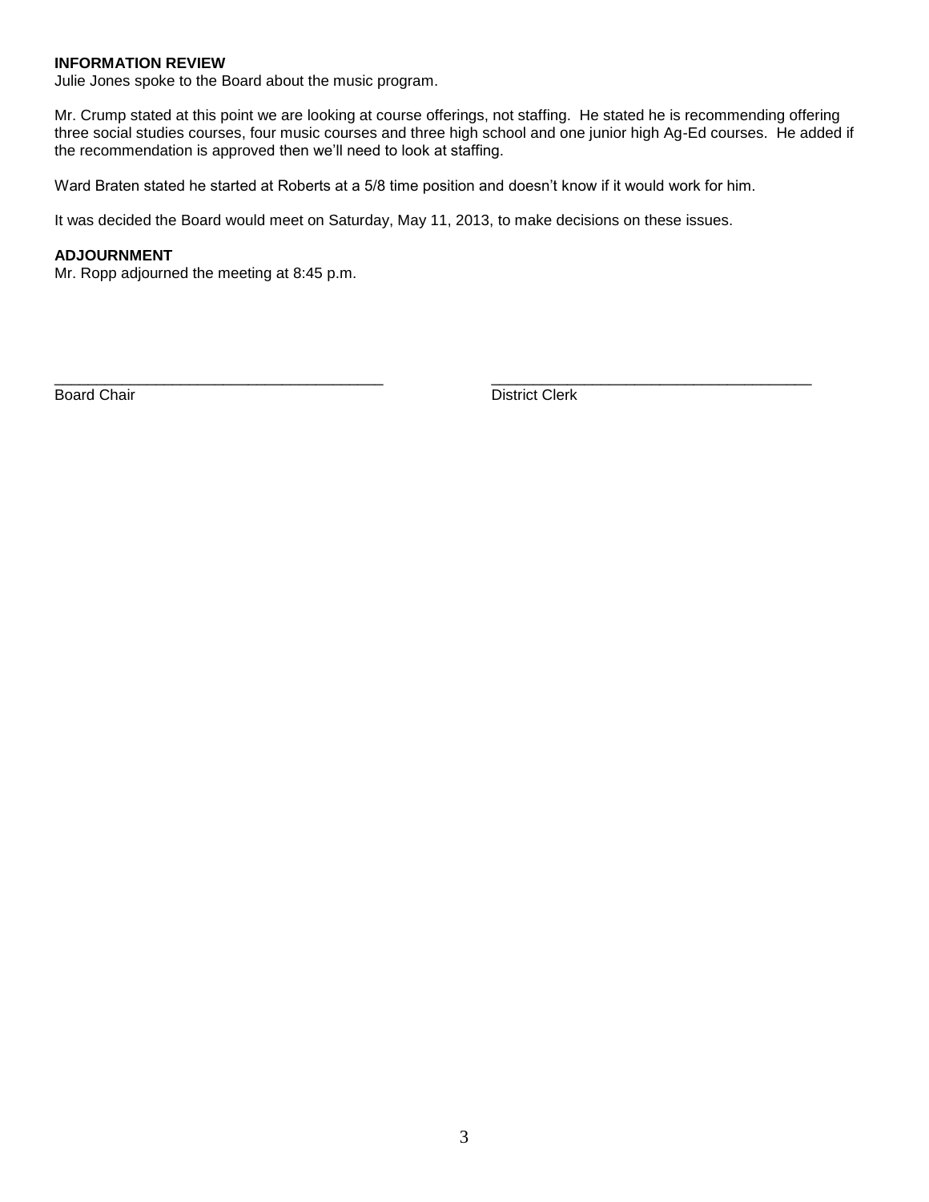**INFORMATION REVIEW**

Julie Jones spoke to the Board about the music program.

Mr. Crump stated at this point we are looking at course offerings, not staffing. He stated he is recommending offering three social studies courses, four music courses and three high school and one junior high Ag-Ed courses. He added if the recommendation is approved then we'll need to look at staffing.

Ward Braten stated he started at Roberts at a 5/8 time position and doesn't know if it would work for him.

It was decided the Board would meet on Saturday, May 11, 2013, to make decisions on these issues.

**ADJOURNMENT**

Mr. Ropp adjourned the meeting at 8:45 p.m.

\_\_\_\_\_\_\_\_\_\_\_\_\_\_\_\_\_\_\_\_\_\_\_\_\_\_\_\_\_\_\_\_\_\_\_\_\_\_\_\_
Board Chair

\_\_\_\_\_\_\_\_\_\_\_\_\_\_\_\_\_\_\_\_\_\_\_\_\_\_\_\_\_\_\_\_\_\_\_\_\_\_\_\_
District Clerk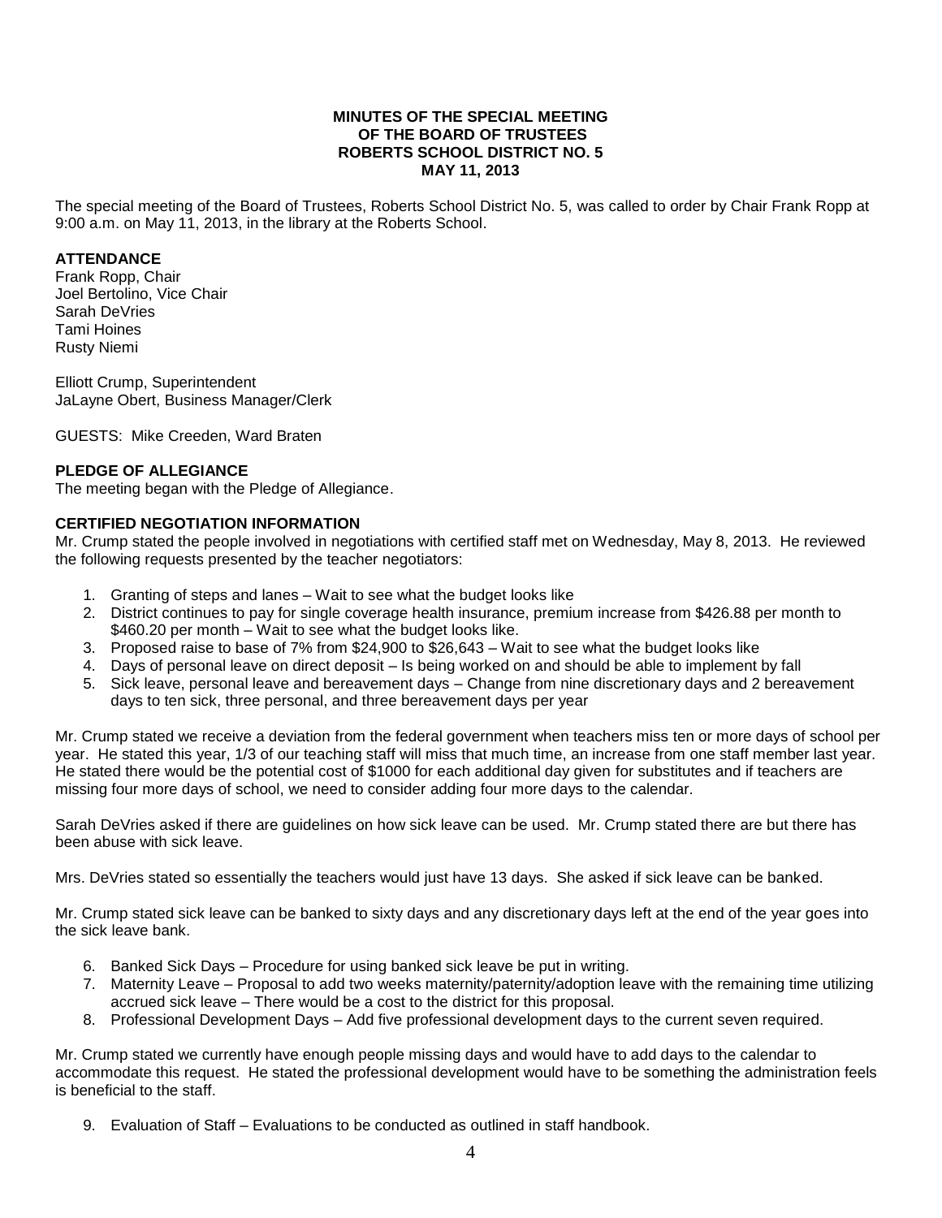**MINUTES OF THE SPECIAL MEETING**
**OF THE BOARD OF TRUSTEES**
**ROBERTS SCHOOL DISTRICT NO. 5**
**MAY 11, 2013**

The special meeting of the Board of Trustees, Roberts School District No. 5, was called to order by Chair Frank Ropp at 9:00 a.m. on May 11, 2013, in the library at the Roberts School.

**ATTENDANCE**

Frank Ropp, Chair
Joel Bertolino, Vice Chair
Sarah DeVries
Tami Hoines
Rusty Niemi

Elliott Crump, Superintendent
JaLayne Obert, Business Manager/Clerk

GUESTS: Mike Creeden, Ward Braten

**PLEDGE OF ALLEGIANCE**

The meeting began with the Pledge of Allegiance.

**CERTIFIED NEGOTIATION INFORMATION**

Mr. Crump stated the people involved in negotiations with certified staff met on Wednesday, May 8, 2013. He reviewed the following requests presented by the teacher negotiators:

1. Granting of steps and lanes – Wait to see what the budget looks like
2. District continues to pay for single coverage health insurance, premium increase from $426.88 per month to $460.20 per month – Wait to see what the budget looks like.
3. Proposed raise to base of 7% from $24,900 to $26,643 – Wait to see what the budget looks like
4. Days of personal leave on direct deposit – Is being worked on and should be able to implement by fall
5. Sick leave, personal leave and bereavement days – Change from nine discretionary days and 2 bereavement days to ten sick, three personal, and three bereavement days per year

Mr. Crump stated we receive a deviation from the federal government when teachers miss ten or more days of school per year. He stated this year, 1/3 of our teaching staff will miss that much time, an increase from one staff member last year. He stated there would be the potential cost of $1000 for each additional day given for substitutes and if teachers are missing four more days of school, we need to consider adding four more days to the calendar.

Sarah DeVries asked if there are guidelines on how sick leave can be used. Mr. Crump stated there are but there has been abuse with sick leave.

Mrs. DeVries stated so essentially the teachers would just have 13 days. She asked if sick leave can be banked.

Mr. Crump stated sick leave can be banked to sixty days and any discretionary days left at the end of the year goes into the sick leave bank.

6. Banked Sick Days – Procedure for using banked sick leave be put in writing.
7. Maternity Leave – Proposal to add two weeks maternity/paternity/adoption leave with the remaining time utilizing accrued sick leave – There would be a cost to the district for this proposal.
8. Professional Development Days – Add five professional development days to the current seven required.

Mr. Crump stated we currently have enough people missing days and would have to add days to the calendar to accommodate this request. He stated the professional development would have to be something the administration feels is beneficial to the staff.

9. Evaluation of Staff – Evaluations to be conducted as outlined in staff handbook.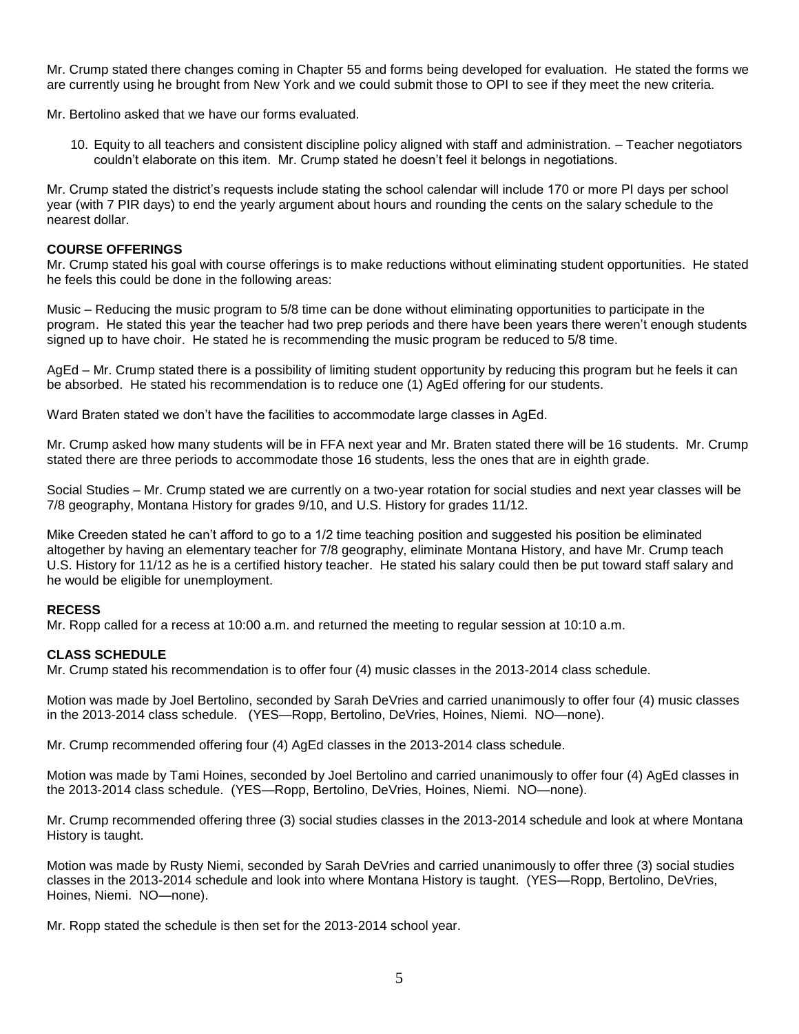Mr. Crump stated there changes coming in Chapter 55 and forms being developed for evaluation. He stated the forms we are currently using he brought from New York and we could submit those to OPI to see if they meet the new criteria.

Mr. Bertolino asked that we have our forms evaluated.

10. Equity to all teachers and consistent discipline policy aligned with staff and administration. – Teacher negotiators couldn't elaborate on this item. Mr. Crump stated he doesn't feel it belongs in negotiations.

Mr. Crump stated the district's requests include stating the school calendar will include 170 or more PI days per school year (with 7 PIR days) to end the yearly argument about hours and rounding the cents on the salary schedule to the nearest dollar.

**COURSE OFFERINGS**

Mr. Crump stated his goal with course offerings is to make reductions without eliminating student opportunities. He stated he feels this could be done in the following areas:

Music – Reducing the music program to 5/8 time can be done without eliminating opportunities to participate in the program. He stated this year the teacher had two prep periods and there have been years there weren't enough students signed up to have choir. He stated he is recommending the music program be reduced to 5/8 time.

AgEd – Mr. Crump stated there is a possibility of limiting student opportunity by reducing this program but he feels it can be absorbed. He stated his recommendation is to reduce one (1) AgEd offering for our students.

Ward Braten stated we don't have the facilities to accommodate large classes in AgEd.

Mr. Crump asked how many students will be in FFA next year and Mr. Braten stated there will be 16 students. Mr. Crump stated there are three periods to accommodate those 16 students, less the ones that are in eighth grade.

Social Studies – Mr. Crump stated we are currently on a two-year rotation for social studies and next year classes will be 7/8 geography, Montana History for grades 9/10, and U.S. History for grades 11/12.

Mike Creeden stated he can't afford to go to a 1/2 time teaching position and suggested his position be eliminated altogether by having an elementary teacher for 7/8 geography, eliminate Montana History, and have Mr. Crump teach U.S. History for 11/12 as he is a certified history teacher. He stated his salary could then be put toward staff salary and he would be eligible for unemployment.

**RECESS**

Mr. Ropp called for a recess at 10:00 a.m. and returned the meeting to regular session at 10:10 a.m.

**CLASS SCHEDULE**

Mr. Crump stated his recommendation is to offer four (4) music classes in the 2013-2014 class schedule.

Motion was made by Joel Bertolino, seconded by Sarah DeVries and carried unanimously to offer four (4) music classes in the 2013-2014 class schedule. (YES—Ropp, Bertolino, DeVries, Hoines, Niemi. NO—none).

Mr. Crump recommended offering four (4) AgEd classes in the 2013-2014 class schedule.

Motion was made by Tami Hoines, seconded by Joel Bertolino and carried unanimously to offer four (4) AgEd classes in the 2013-2014 class schedule. (YES—Ropp, Bertolino, DeVries, Hoines, Niemi. NO—none).

Mr. Crump recommended offering three (3) social studies classes in the 2013-2014 schedule and look at where Montana History is taught.

Motion was made by Rusty Niemi, seconded by Sarah DeVries and carried unanimously to offer three (3) social studies classes in the 2013-2014 schedule and look into where Montana History is taught. (YES—Ropp, Bertolino, DeVries, Hoines, Niemi. NO—none).

Mr. Ropp stated the schedule is then set for the 2013-2014 school year.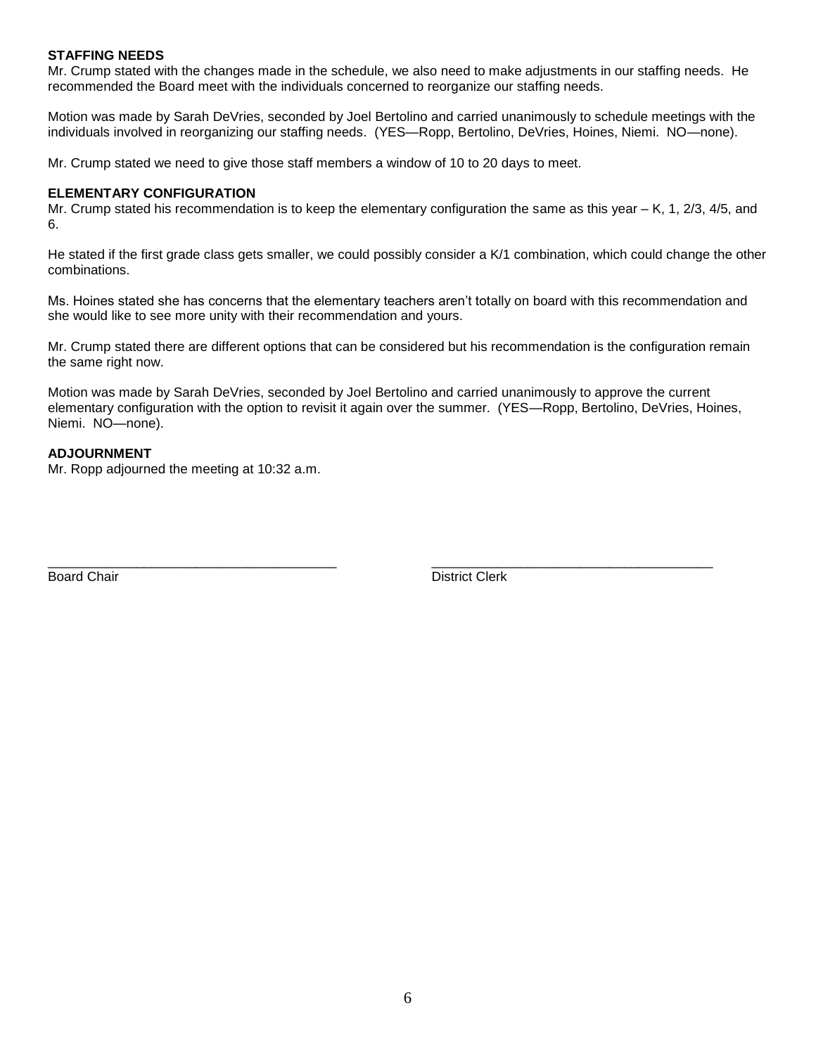**STAFFING NEEDS**
Mr. Crump stated with the changes made in the schedule, we also need to make adjustments in our staffing needs. He recommended the Board meet with the individuals concerned to reorganize our staffing needs.

Motion was made by Sarah DeVries, seconded by Joel Bertolino and carried unanimously to schedule meetings with the individuals involved in reorganizing our staffing needs. (YES—Ropp, Bertolino, DeVries, Hoines, Niemi. NO—none).

Mr. Crump stated we need to give those staff members a window of 10 to 20 days to meet.

**ELEMENTARY CONFIGURATION**
Mr. Crump stated his recommendation is to keep the elementary configuration the same as this year – K, 1, 2/3, 4/5, and 6.

He stated if the first grade class gets smaller, we could possibly consider a K/1 combination, which could change the other combinations.

Ms. Hoines stated she has concerns that the elementary teachers aren't totally on board with this recommendation and she would like to see more unity with their recommendation and yours.

Mr. Crump stated there are different options that can be considered but his recommendation is the configuration remain the same right now.

Motion was made by Sarah DeVries, seconded by Joel Bertolino and carried unanimously to approve the current elementary configuration with the option to revisit it again over the summer. (YES—Ropp, Bertolino, DeVries, Hoines, Niemi. NO—none).

**ADJOURNMENT**
Mr. Ropp adjourned the meeting at 10:32 a.m.

\_\_\_\_\_\_\_\_\_\_\_\_\_\_\_\_\_\_\_\_\_\_\_\_\_\_\_\_\_\_\_\_\_\_\_\_\_\_\_\_ \_\_\_\_\_\_\_\_\_\_\_\_\_\_\_\_\_\_\_\_\_\_\_\_\_\_\_\_\_\_\_\_\_\_\_\_\_\_\_\_
Board Chair District Clerk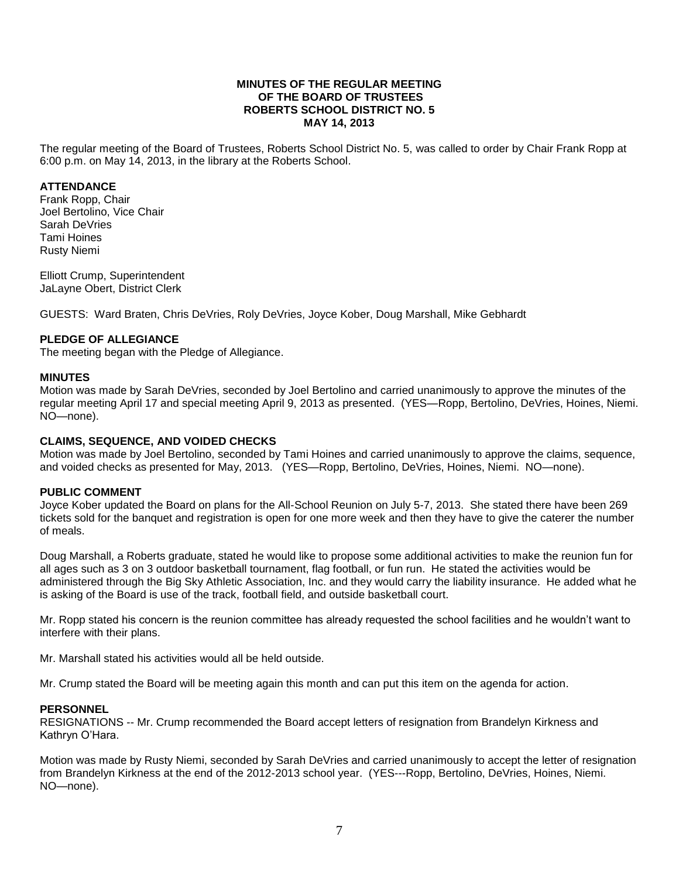# MINUTES OF THE REGULAR MEETING OF THE BOARD OF TRUSTEES ROBERTS SCHOOL DISTRICT NO. 5 MAY 14, 2013

The regular meeting of the Board of Trustees, Roberts School District No. 5, was called to order by Chair Frank Ropp at 6:00 p.m. on May 14, 2013, in the library at the Roberts School.

**ATTENDANCE**

Frank Ropp, Chair
Joel Bertolino, Vice Chair
Sarah DeVries
Tami Hoines
Rusty Niemi

Elliott Crump, Superintendent
JaLayne Obert, District Clerk

GUESTS: Ward Braten, Chris DeVries, Roly DeVries, Joyce Kober, Doug Marshall, Mike Gebhardt

**PLEDGE OF ALLEGIANCE**

The meeting began with the Pledge of Allegiance.

**MINUTES**

Motion was made by Sarah DeVries, seconded by Joel Bertolino and carried unanimously to approve the minutes of the regular meeting April 17 and special meeting April 9, 2013 as presented. (YES—Ropp, Bertolino, DeVries, Hoines, Niemi. NO—none).

**CLAIMS, SEQUENCE, AND VOIDED CHECKS**

Motion was made by Joel Bertolino, seconded by Tami Hoines and carried unanimously to approve the claims, sequence, and voided checks as presented for May, 2013. (YES—Ropp, Bertolino, DeVries, Hoines, Niemi. NO—none).

**PUBLIC COMMENT**

Joyce Kober updated the Board on plans for the All-School Reunion on July 5-7, 2013. She stated there have been 269 tickets sold for the banquet and registration is open for one more week and then they have to give the caterer the number of meals.

Doug Marshall, a Roberts graduate, stated he would like to propose some additional activities to make the reunion fun for all ages such as 3 on 3 outdoor basketball tournament, flag football, or fun run. He stated the activities would be administered through the Big Sky Athletic Association, Inc. and they would carry the liability insurance. He added what he is asking of the Board is use of the track, football field, and outside basketball court.

Mr. Ropp stated his concern is the reunion committee has already requested the school facilities and he wouldn't want to interfere with their plans.

Mr. Marshall stated his activities would all be held outside.

Mr. Crump stated the Board will be meeting again this month and can put this item on the agenda for action.

**PERSONNEL**

RESIGNATIONS -- Mr. Crump recommended the Board accept letters of resignation from Brandelyn Kirkness and Kathryn O'Hara.

Motion was made by Rusty Niemi, seconded by Sarah DeVries and carried unanimously to accept the letter of resignation from Brandelyn Kirkness at the end of the 2012-2013 school year. (YES---Ropp, Bertolino, DeVries, Hoines, Niemi. NO—none).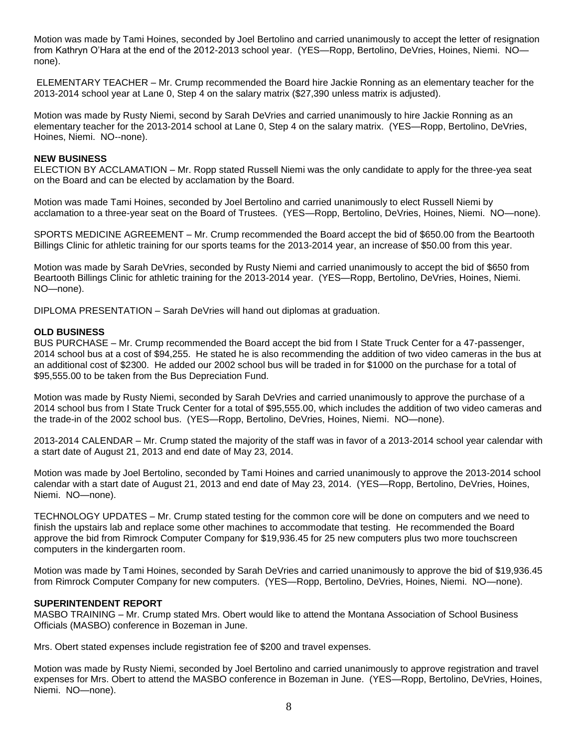Motion was made by Tami Hoines, seconded by Joel Bertolino and carried unanimously to accept the letter of resignation from Kathryn O'Hara at the end of the 2012-2013 school year. (YES—Ropp, Bertolino, DeVries, Hoines, Niemi. NO—none).

ELEMENTARY TEACHER – Mr. Crump recommended the Board hire Jackie Ronning as an elementary teacher for the 2013-2014 school year at Lane 0, Step 4 on the salary matrix ($27,390 unless matrix is adjusted).

Motion was made by Rusty Niemi, second by Sarah DeVries and carried unanimously to hire Jackie Ronning as an elementary teacher for the 2013-2014 school at Lane 0, Step 4 on the salary matrix. (YES—Ropp, Bertolino, DeVries, Hoines, Niemi. NO--none).

**NEW BUSINESS**

ELECTION BY ACCLAMATION – Mr. Ropp stated Russell Niemi was the only candidate to apply for the three-yea seat on the Board and can be elected by acclamation by the Board.

Motion was made Tami Hoines, seconded by Joel Bertolino and carried unanimously to elect Russell Niemi by acclamation to a three-year seat on the Board of Trustees. (YES—Ropp, Bertolino, DeVries, Hoines, Niemi. NO—none).

SPORTS MEDICINE AGREEMENT – Mr. Crump recommended the Board accept the bid of $650.00 from the Beartooth Billings Clinic for athletic training for our sports teams for the 2013-2014 year, an increase of $50.00 from this year.

Motion was made by Sarah DeVries, seconded by Rusty Niemi and carried unanimously to accept the bid of $650 from Beartooth Billings Clinic for athletic training for the 2013-2014 year. (YES—Ropp, Bertolino, DeVries, Hoines, Niemi. NO—none).

DIPLOMA PRESENTATION – Sarah DeVries will hand out diplomas at graduation.

**OLD BUSINESS**

BUS PURCHASE – Mr. Crump recommended the Board accept the bid from I State Truck Center for a 47-passenger, 2014 school bus at a cost of $94,255. He stated he is also recommending the addition of two video cameras in the bus at an additional cost of $2300. He added our 2002 school bus will be traded in for $1000 on the purchase for a total of $95,555.00 to be taken from the Bus Depreciation Fund.

Motion was made by Rusty Niemi, seconded by Sarah DeVries and carried unanimously to approve the purchase of a 2014 school bus from I State Truck Center for a total of $95,555.00, which includes the addition of two video cameras and the trade-in of the 2002 school bus. (YES—Ropp, Bertolino, DeVries, Hoines, Niemi. NO—none).

2013-2014 CALENDAR – Mr. Crump stated the majority of the staff was in favor of a 2013-2014 school year calendar with a start date of August 21, 2013 and end date of May 23, 2014.

Motion was made by Joel Bertolino, seconded by Tami Hoines and carried unanimously to approve the 2013-2014 school calendar with a start date of August 21, 2013 and end date of May 23, 2014. (YES—Ropp, Bertolino, DeVries, Hoines, Niemi. NO—none).

TECHNOLOGY UPDATES – Mr. Crump stated testing for the common core will be done on computers and we need to finish the upstairs lab and replace some other machines to accommodate that testing. He recommended the Board approve the bid from Rimrock Computer Company for $19,936.45 for 25 new computers plus two more touchscreen computers in the kindergarten room.

Motion was made by Tami Hoines, seconded by Sarah DeVries and carried unanimously to approve the bid of $19,936.45 from Rimrock Computer Company for new computers. (YES—Ropp, Bertolino, DeVries, Hoines, Niemi. NO—none).

**SUPERINTENDENT REPORT**

MASBO TRAINING – Mr. Crump stated Mrs. Obert would like to attend the Montana Association of School Business Officials (MASBO) conference in Bozeman in June.

Mrs. Obert stated expenses include registration fee of $200 and travel expenses.

Motion was made by Rusty Niemi, seconded by Joel Bertolino and carried unanimously to approve registration and travel expenses for Mrs. Obert to attend the MASBO conference in Bozeman in June. (YES—Ropp, Bertolino, DeVries, Hoines, Niemi. NO—none).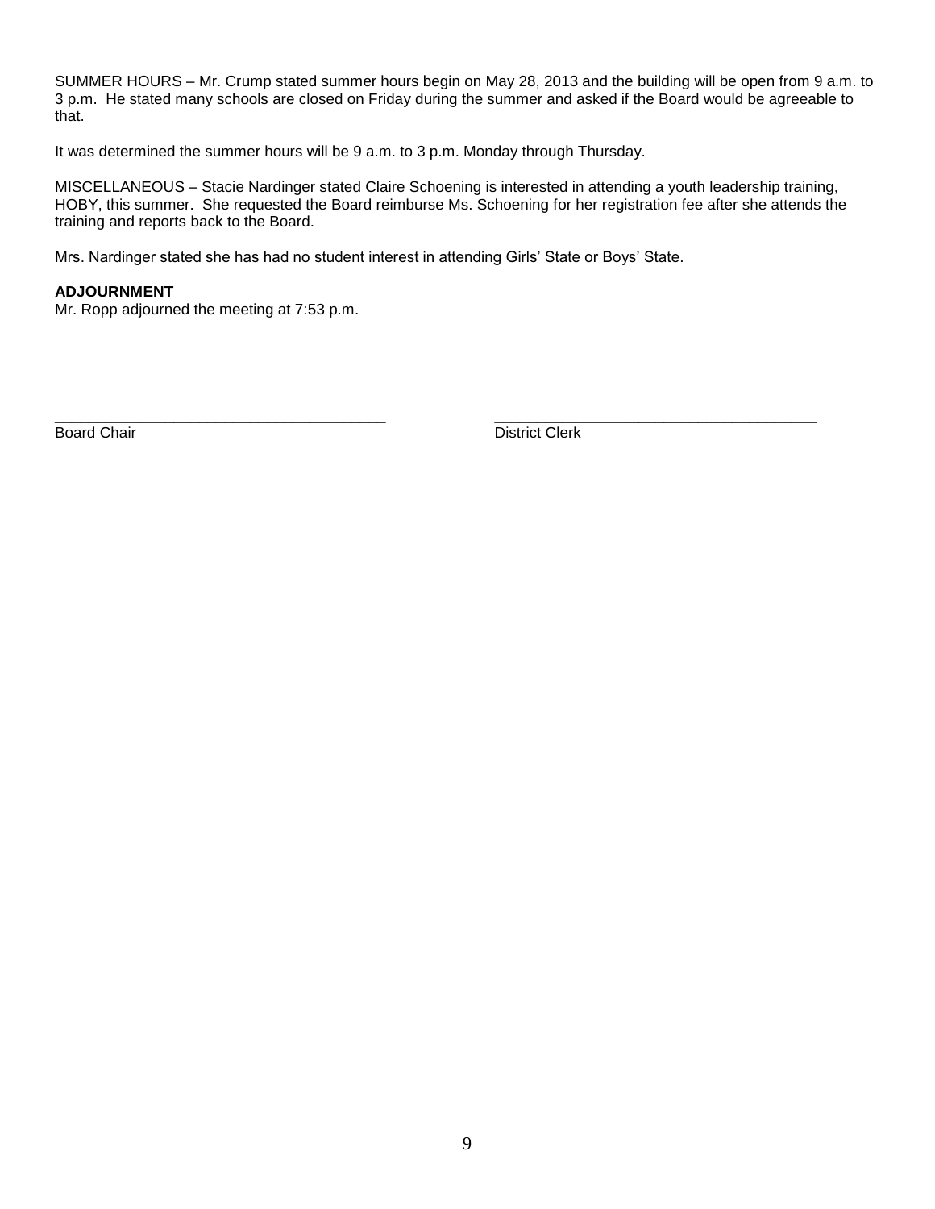SUMMER HOURS – Mr. Crump stated summer hours begin on May 28, 2013 and the building will be open from 9 a.m. to 3 p.m. He stated many schools are closed on Friday during the summer and asked if the Board would be agreeable to that.

It was determined the summer hours will be 9 a.m. to 3 p.m. Monday through Thursday.

MISCELLANEOUS – Stacie Nardinger stated Claire Schoening is interested in attending a youth leadership training, HOBY, this summer. She requested the Board reimburse Ms. Schoening for her registration fee after she attends the training and reports back to the Board.

Mrs. Nardinger stated she has had no student interest in attending Girls' State or Boys' State.

**ADJOURNMENT**

Mr. Ropp adjourned the meeting at 7:53 p.m.

\_\_\_\_\_\_\_\_\_\_\_\_\_\_\_\_\_\_\_\_\_\_\_\_\_\_\_\_\_\_\_\_\_\_\_\_\_\_\_\_
Board Chair

\_\_\_\_\_\_\_\_\_\_\_\_\_\_\_\_\_\_\_\_\_\_\_\_\_\_\_\_\_\_\_\_\_\_\_\_\_\_\_\_
District Clerk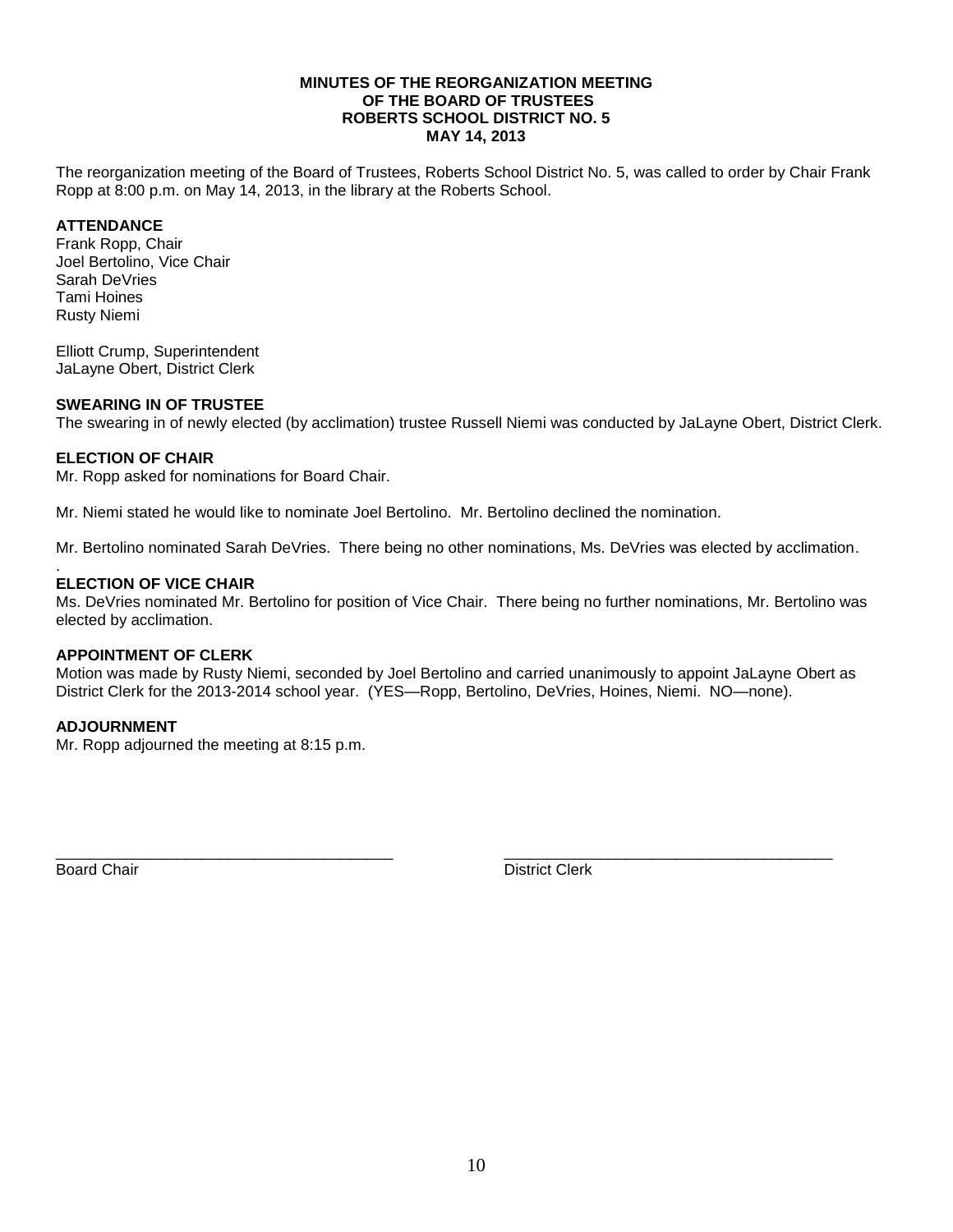**MINUTES OF THE REORGANIZATION MEETING**
**OF THE BOARD OF TRUSTEES**
**ROBERTS SCHOOL DISTRICT NO. 5**
**MAY 14, 2013**

The reorganization meeting of the Board of Trustees, Roberts School District No. 5, was called to order by Chair Frank Ropp at 8:00 p.m. on May 14, 2013, in the library at the Roberts School.

**ATTENDANCE**

Frank Ropp, Chair
Joel Bertolino, Vice Chair
Sarah DeVries
Tami Hoines
Rusty Niemi

Elliott Crump, Superintendent
JaLayne Obert, District Clerk

**SWEARING IN OF TRUSTEE**

The swearing in of newly elected (by acclimation) trustee Russell Niemi was conducted by JaLayne Obert, District Clerk.

**ELECTION OF CHAIR**

Mr. Ropp asked for nominations for Board Chair.

Mr. Niemi stated he would like to nominate Joel Bertolino. Mr. Bertolino declined the nomination.

Mr. Bertolino nominated Sarah DeVries. There being no other nominations, Ms. DeVries was elected by acclimation.

.

**ELECTION OF VICE CHAIR**

Ms. DeVries nominated Mr. Bertolino for position of Vice Chair. There being no further nominations, Mr. Bertolino was elected by acclimation.

**APPOINTMENT OF CLERK**

Motion was made by Rusty Niemi, seconded by Joel Bertolino and carried unanimously to appoint JaLayne Obert as District Clerk for the 2013-2014 school year. (YES—Ropp, Bertolino, DeVries, Hoines, Niemi. NO—none).

**ADJOURNMENT**

Mr. Ropp adjourned the meeting at 8:15 p.m.

\_\_\_\_\_\_\_\_\_\_\_\_\_\_\_\_\_\_\_\_\_\_\_\_\_\_\_\_\_\_\_\_\_\_\_\_\_\_\_\_ \_\_\_\_\_\_\_\_\_\_\_\_\_\_\_\_\_\_\_\_\_\_\_\_\_\_\_\_\_\_\_\_\_\_\_\_\_\_\_\_
Board Chair District Clerk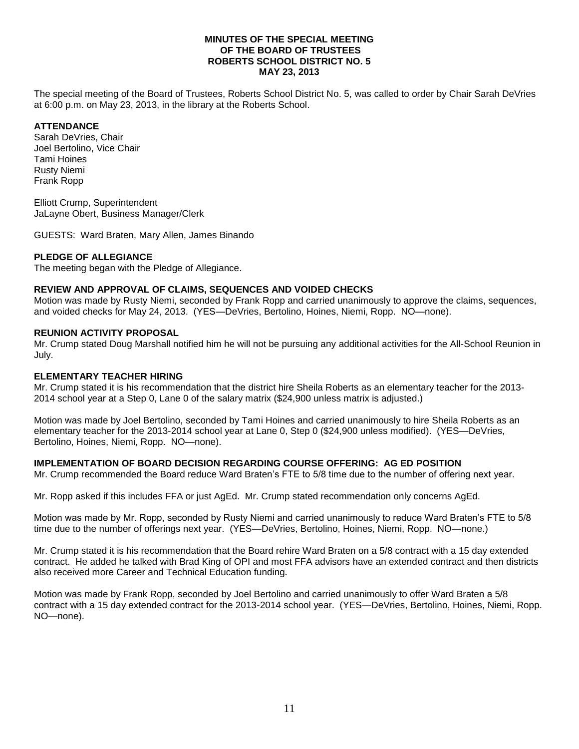**MINUTES OF THE SPECIAL MEETING**
**OF THE BOARD OF TRUSTEES**
**ROBERTS SCHOOL DISTRICT NO. 5**
**MAY 23, 2013**

The special meeting of the Board of Trustees, Roberts School District No. 5, was called to order by Chair Sarah DeVries at 6:00 p.m. on May 23, 2013, in the library at the Roberts School.

**ATTENDANCE**

Sarah DeVries, Chair
Joel Bertolino, Vice Chair
Tami Hoines
Rusty Niemi
Frank Ropp

Elliott Crump, Superintendent
JaLayne Obert, Business Manager/Clerk

GUESTS: Ward Braten, Mary Allen, James Binando

**PLEDGE OF ALLEGIANCE**

The meeting began with the Pledge of Allegiance.

**REVIEW AND APPROVAL OF CLAIMS, SEQUENCES AND VOIDED CHECKS**

Motion was made by Rusty Niemi, seconded by Frank Ropp and carried unanimously to approve the claims, sequences, and voided checks for May 24, 2013. (YES—DeVries, Bertolino, Hoines, Niemi, Ropp. NO—none).

**REUNION ACTIVITY PROPOSAL**

Mr. Crump stated Doug Marshall notified him he will not be pursuing any additional activities for the All-School Reunion in July.

**ELEMENTARY TEACHER HIRING**

Mr. Crump stated it is his recommendation that the district hire Sheila Roberts as an elementary teacher for the 2013-2014 school year at a Step 0, Lane 0 of the salary matrix ($24,900 unless matrix is adjusted.)

Motion was made by Joel Bertolino, seconded by Tami Hoines and carried unanimously to hire Sheila Roberts as an elementary teacher for the 2013-2014 school year at Lane 0, Step 0 ($24,900 unless modified). (YES—DeVries, Bertolino, Hoines, Niemi, Ropp. NO—none).

**IMPLEMENTATION OF BOARD DECISION REGARDING COURSE OFFERING: AG ED POSITION**

Mr. Crump recommended the Board reduce Ward Braten's FTE to 5/8 time due to the number of offering next year.

Mr. Ropp asked if this includes FFA or just AgEd. Mr. Crump stated recommendation only concerns AgEd.

Motion was made by Mr. Ropp, seconded by Rusty Niemi and carried unanimously to reduce Ward Braten's FTE to 5/8 time due to the number of offerings next year. (YES—DeVries, Bertolino, Hoines, Niemi, Ropp. NO—none.)

Mr. Crump stated it is his recommendation that the Board rehire Ward Braten on a 5/8 contract with a 15 day extended contract. He added he talked with Brad King of OPI and most FFA advisors have an extended contract and then districts also received more Career and Technical Education funding.

Motion was made by Frank Ropp, seconded by Joel Bertolino and carried unanimously to offer Ward Braten a 5/8 contract with a 15 day extended contract for the 2013-2014 school year. (YES—DeVries, Bertolino, Hoines, Niemi, Ropp. NO—none).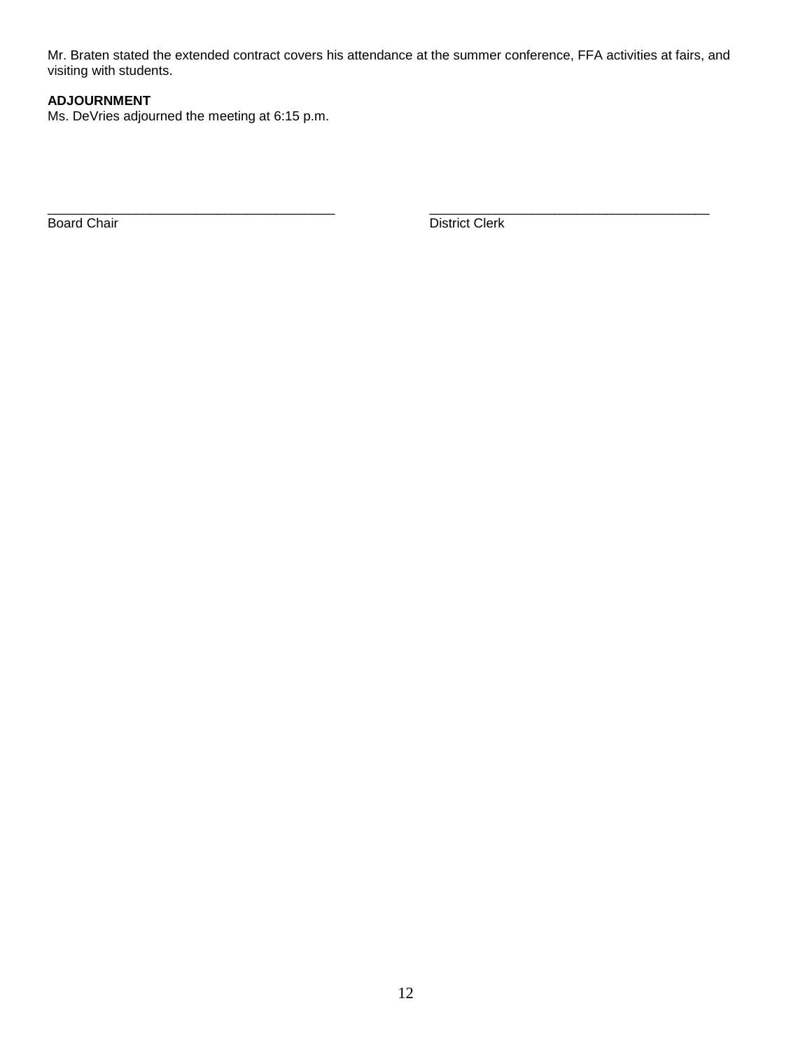Mr. Braten stated the extended contract covers his attendance at the summer conference, FFA activities at fairs, and visiting with students.

**ADJOURNMENT**

Ms. DeVries adjourned the meeting at 6:15 p.m.

\_\_\_\_\_\_\_\_\_\_\_\_\_\_\_\_\_\_\_\_\_\_\_\_\_\_\_\_\_\_\_\_\_\_\_\_\_\_\_\_
Board Chair

\_\_\_\_\_\_\_\_\_\_\_\_\_\_\_\_\_\_\_\_\_\_\_\_\_\_\_\_\_\_\_\_\_\_\_\_\_\_\_\_
District Clerk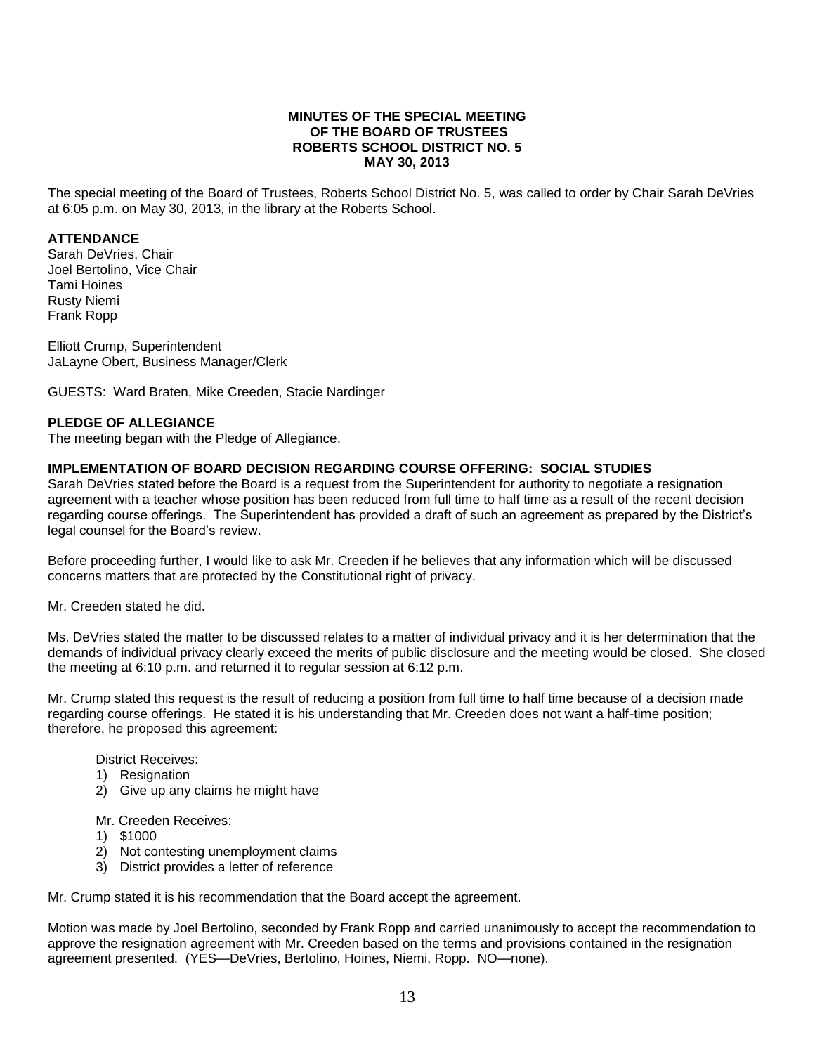**MINUTES OF THE SPECIAL MEETING
OF THE BOARD OF TRUSTEES
ROBERTS SCHOOL DISTRICT NO. 5
MAY 30, 2013**

The special meeting of the Board of Trustees, Roberts School District No. 5, was called to order by Chair Sarah DeVries at 6:05 p.m. on May 30, 2013, in the library at the Roberts School.

**ATTENDANCE**

Sarah DeVries, Chair
Joel Bertolino, Vice Chair
Tami Hoines
Rusty Niemi
Frank Ropp

Elliott Crump, Superintendent
JaLayne Obert, Business Manager/Clerk

GUESTS: Ward Braten, Mike Creeden, Stacie Nardinger

**PLEDGE OF ALLEGIANCE**

The meeting began with the Pledge of Allegiance.

**IMPLEMENTATION OF BOARD DECISION REGARDING COURSE OFFERING: SOCIAL STUDIES**

Sarah DeVries stated before the Board is a request from the Superintendent for authority to negotiate a resignation agreement with a teacher whose position has been reduced from full time to half time as a result of the recent decision regarding course offerings. The Superintendent has provided a draft of such an agreement as prepared by the District's legal counsel for the Board's review.

Before proceeding further, I would like to ask Mr. Creeden if he believes that any information which will be discussed concerns matters that are protected by the Constitutional right of privacy.

Mr. Creeden stated he did.

Ms. DeVries stated the matter to be discussed relates to a matter of individual privacy and it is her determination that the demands of individual privacy clearly exceed the merits of public disclosure and the meeting would be closed. She closed the meeting at 6:10 p.m. and returned it to regular session at 6:12 p.m.

Mr. Crump stated this request is the result of reducing a position from full time to half time because of a decision made regarding course offerings. He stated it is his understanding that Mr. Creeden does not want a half-time position; therefore, he proposed this agreement:

District Receives:

1) Resignation
2) Give up any claims he might have

Mr. Creeden Receives:

1) $1000
2) Not contesting unemployment claims
3) District provides a letter of reference

Mr. Crump stated it is his recommendation that the Board accept the agreement.

Motion was made by Joel Bertolino, seconded by Frank Ropp and carried unanimously to accept the recommendation to approve the resignation agreement with Mr. Creeden based on the terms and provisions contained in the resignation agreement presented. (YES—DeVries, Bertolino, Hoines, Niemi, Ropp. NO—none).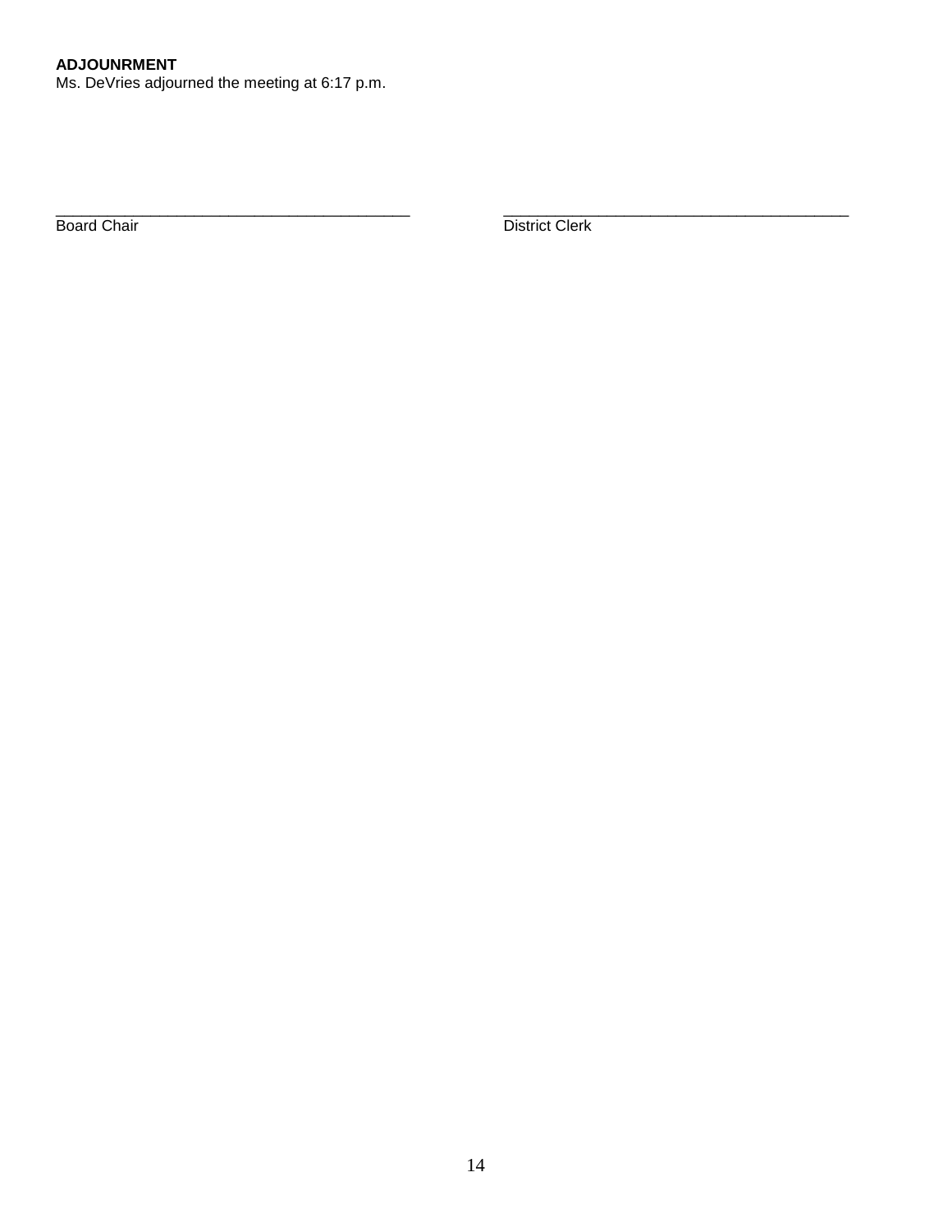**ADJOUNRMENT**
Ms. DeVries adjourned the meeting at 6:17 p.m.

\_\_\_\_\_\_\_\_\_\_\_\_\_\_\_\_\_\_\_\_\_\_\_\_\_\_\_\_\_\_\_\_\_\_\_\_\_\_\_\_
Board Chair

\_\_\_\_\_\_\_\_\_\_\_\_\_\_\_\_\_\_\_\_\_\_\_\_\_\_\_\_\_\_\_\_\_\_\_\_\_\_\_\_
District Clerk